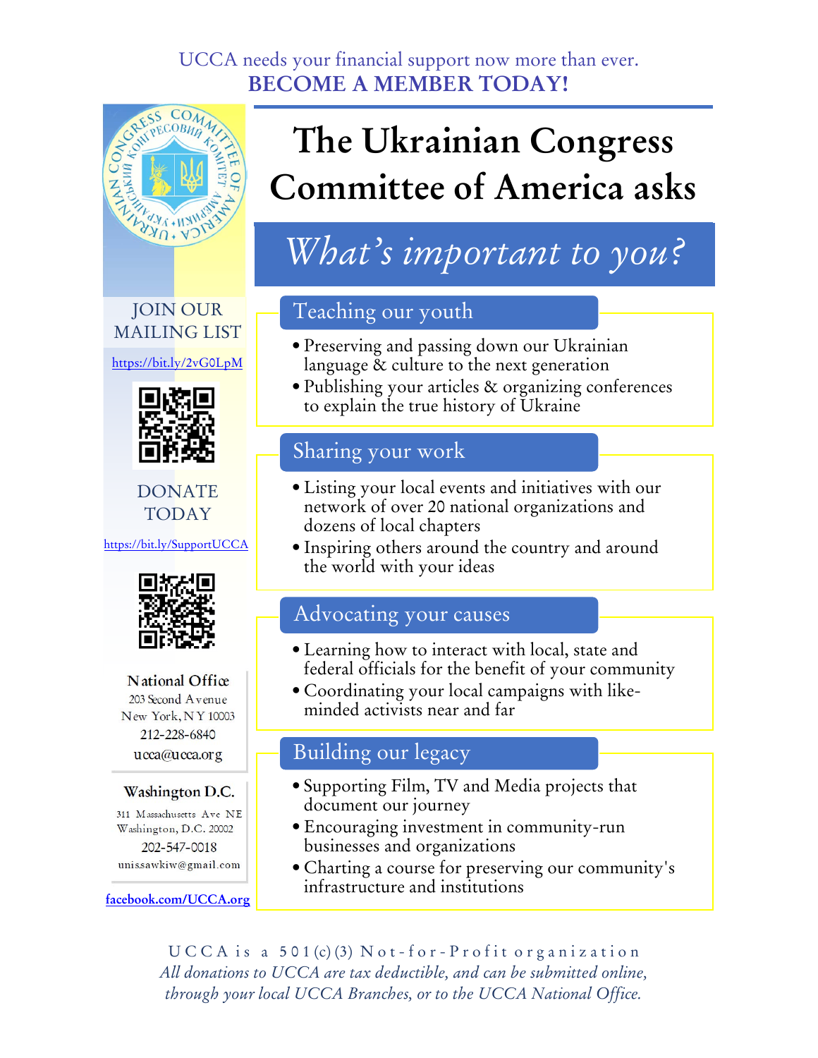UCCA needs your financial support now more than ever.

**BECOME A MEMBER TODAY!**

# The Ukrainian Congress Committee of America asks

## *What's important to you?*

### Teaching our youth

- Preserving and passing down our Ukrainian language & culture to the next generation
- Publishing your articles & organizing conferences to explain the true history of Ukraine

### Sharing your work

- Listing your local events and initiatives with our network of over 20 national organizations and dozens of local chapters
- Inspiring others around the country and around the world with your ideas

### Advocating your causes

- Learning how to interact with local, state and federal officials for the benefit of your community
- Coordinating your local campaigns with like-minded activists near and far

### Building our legacy

- Supporting Film, TV and Media projects that document our journey
- Encouraging investment in community-run businesses and organizations
- Charting a course for preserving our community's infrastructure and institutions

JOIN OUR MAILING LIST

https://bit.ly/2vG0LpM

DONATE TODAY

https://bit.ly/SupportUCCA

**National Office**
203 Second Avenue
New York, NY 10003
212-228-6840
ucca@ucca.org

**Washington D.C.**
311 Massachusetts Ave NE
Washington, D.C. 20002
202-547-0018
unissawkiw@gmail.com

facebook.com/UCCA.org

UCCA is a 501(c)(3) Not-for-Profit organization

*All donations to UCCA are tax deductible, and can be submitted online, through your local UCCA Branches, or to the UCCA National Office.*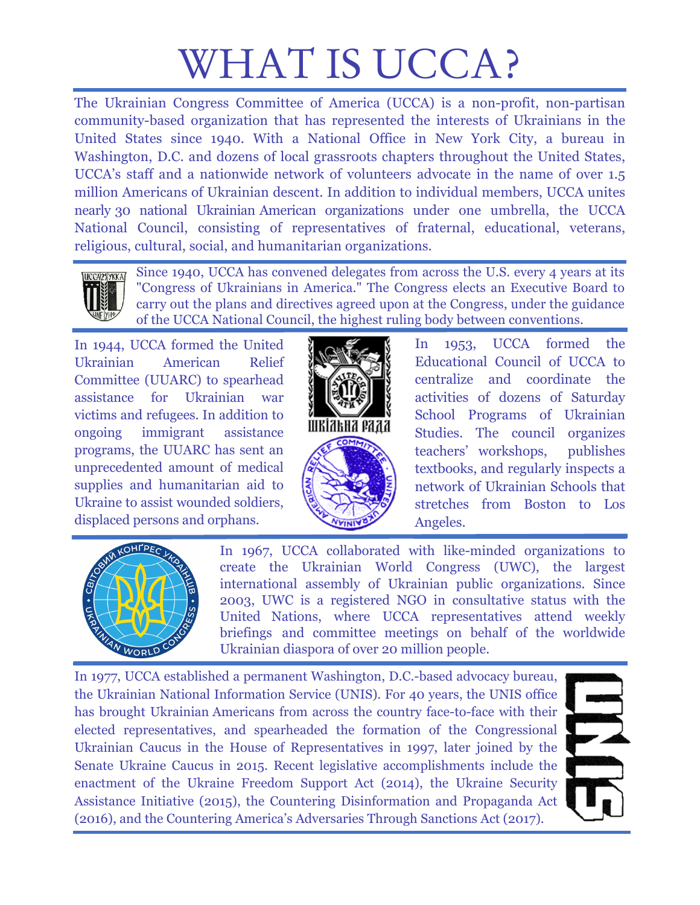# WHAT IS UCCA?

The Ukrainian Congress Committee of America (UCCA) is a non-profit, non-partisan community-based organization that has represented the interests of Ukrainians in the United States since 1940. With a National Office in New York City, a bureau in Washington, D.C. and dozens of local grassroots chapters throughout the United States, UCCA's staff and a nationwide network of volunteers advocate in the name of over 1.5 million Americans of Ukrainian descent. In addition to individual members, UCCA unites nearly 30 national Ukrainian American organizations under one umbrella, the UCCA National Council, consisting of representatives of fraternal, educational, veterans, religious, cultural, social, and humanitarian organizations.

Since 1940, UCCA has convened delegates from across the U.S. every 4 years at its "Congress of Ukrainians in America." The Congress elects an Executive Board to carry out the plans and directives agreed upon at the Congress, under the guidance of the UCCA National Council, the highest ruling body between conventions.

In 1944, UCCA formed the United Ukrainian American Relief Committee (UUARC) to spearhead assistance for Ukrainian war victims and refugees. In addition to ongoing immigrant assistance programs, the UUARC has sent an unprecedented amount of medical supplies and humanitarian aid to Ukraine to assist wounded soldiers, displaced persons and orphans.

In 1953, UCCA formed the Educational Council of UCCA to centralize and coordinate the activities of dozens of Saturday School Programs of Ukrainian Studies. The council organizes teachers' workshops, publishes textbooks, and regularly inspects a network of Ukrainian Schools that stretches from Boston to Los Angeles.

In 1967, UCCA collaborated with like-minded organizations to create the Ukrainian World Congress (UWC), the largest international assembly of Ukrainian public organizations. Since 2003, UWC is a registered NGO in consultative status with the United Nations, where UCCA representatives attend weekly briefings and committee meetings on behalf of the worldwide Ukrainian diaspora of over 20 million people.

In 1977, UCCA established a permanent Washington, D.C.-based advocacy bureau, the Ukrainian National Information Service (UNIS). For 40 years, the UNIS office has brought Ukrainian Americans from across the country face-to-face with their elected representatives, and spearheaded the formation of the Congressional Ukrainian Caucus in the House of Representatives in 1997, later joined by the Senate Ukraine Caucus in 2015. Recent legislative accomplishments include the enactment of the Ukraine Freedom Support Act (2014), the Ukraine Security Assistance Initiative (2015), the Countering Disinformation and Propaganda Act (2016), and the Countering America's Adversaries Through Sanctions Act (2017).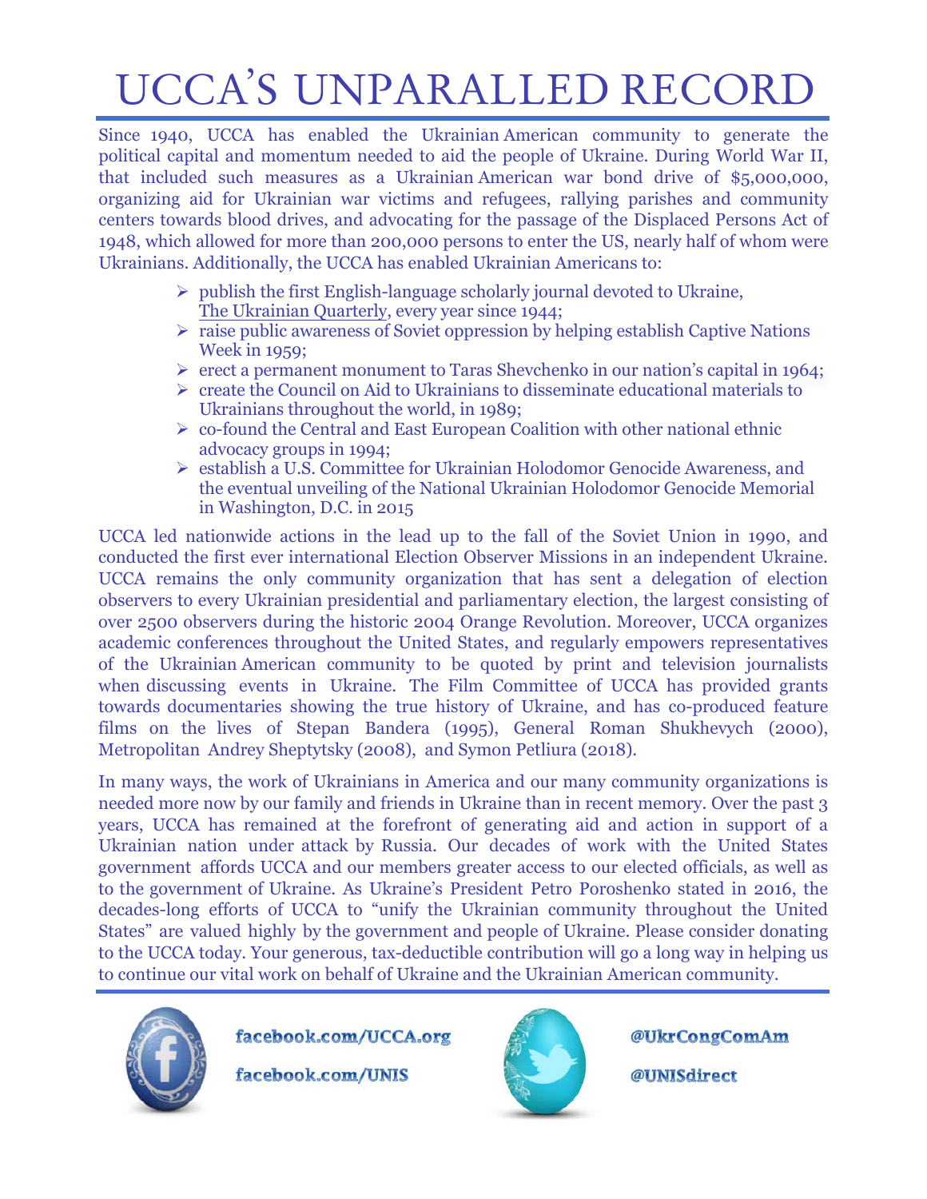# UCCA'S UNPARALLED RECORD

Since 1940, UCCA has enabled the Ukrainian American community to generate the political capital and momentum needed to aid the people of Ukraine. During World War II, that included such measures as a Ukrainian American war bond drive of $5,000,000, organizing aid for Ukrainian war victims and refugees, rallying parishes and community centers towards blood drives, and advocating for the passage of the Displaced Persons Act of 1948, which allowed for more than 200,000 persons to enter the US, nearly half of whom were Ukrainians. Additionally, the UCCA has enabled Ukrainian Americans to:

- publish the first English-language scholarly journal devoted to Ukraine, The Ukrainian Quarterly, every year since 1944;
- raise public awareness of Soviet oppression by helping establish Captive Nations Week in 1959;
- erect a permanent monument to Taras Shevchenko in our nation's capital in 1964;
- create the Council on Aid to Ukrainians to disseminate educational materials to Ukrainians throughout the world, in 1989;
- co-found the Central and East European Coalition with other national ethnic advocacy groups in 1994;
- establish a U.S. Committee for Ukrainian Holodomor Genocide Awareness, and the eventual unveiling of the National Ukrainian Holodomor Genocide Memorial in Washington, D.C. in 2015

UCCA led nationwide actions in the lead up to the fall of the Soviet Union in 1990, and conducted the first ever international Election Observer Missions in an independent Ukraine. UCCA remains the only community organization that has sent a delegation of election observers to every Ukrainian presidential and parliamentary election, the largest consisting of over 2500 observers during the historic 2004 Orange Revolution. Moreover, UCCA organizes academic conferences throughout the United States, and regularly empowers representatives of the Ukrainian American community to be quoted by print and television journalists when discussing events in Ukraine. The Film Committee of UCCA has provided grants towards documentaries showing the true history of Ukraine, and has co-produced feature films on the lives of Stepan Bandera (1995), General Roman Shukhevych (2000), Metropolitan Andrey Sheptytsky (2008), and Symon Petliura (2018).

In many ways, the work of Ukrainians in America and our many community organizations is needed more now by our family and friends in Ukraine than in recent memory. Over the past 3 years, UCCA has remained at the forefront of generating aid and action in support of a Ukrainian nation under attack by Russia. Our decades of work with the United States government affords UCCA and our members greater access to our elected officials, as well as to the government of Ukraine. As Ukraine's President Petro Poroshenko stated in 2016, the decades-long efforts of UCCA to "unify the Ukrainian community throughout the United States" are valued highly by the government and people of Ukraine. Please consider donating to the UCCA today. Your generous, tax-deductible contribution will go a long way in helping us to continue our vital work on behalf of Ukraine and the Ukrainian American community.

facebook.com/UCCA.org

facebook.com/UNIS

@UkrCongComAm

@UNISdirect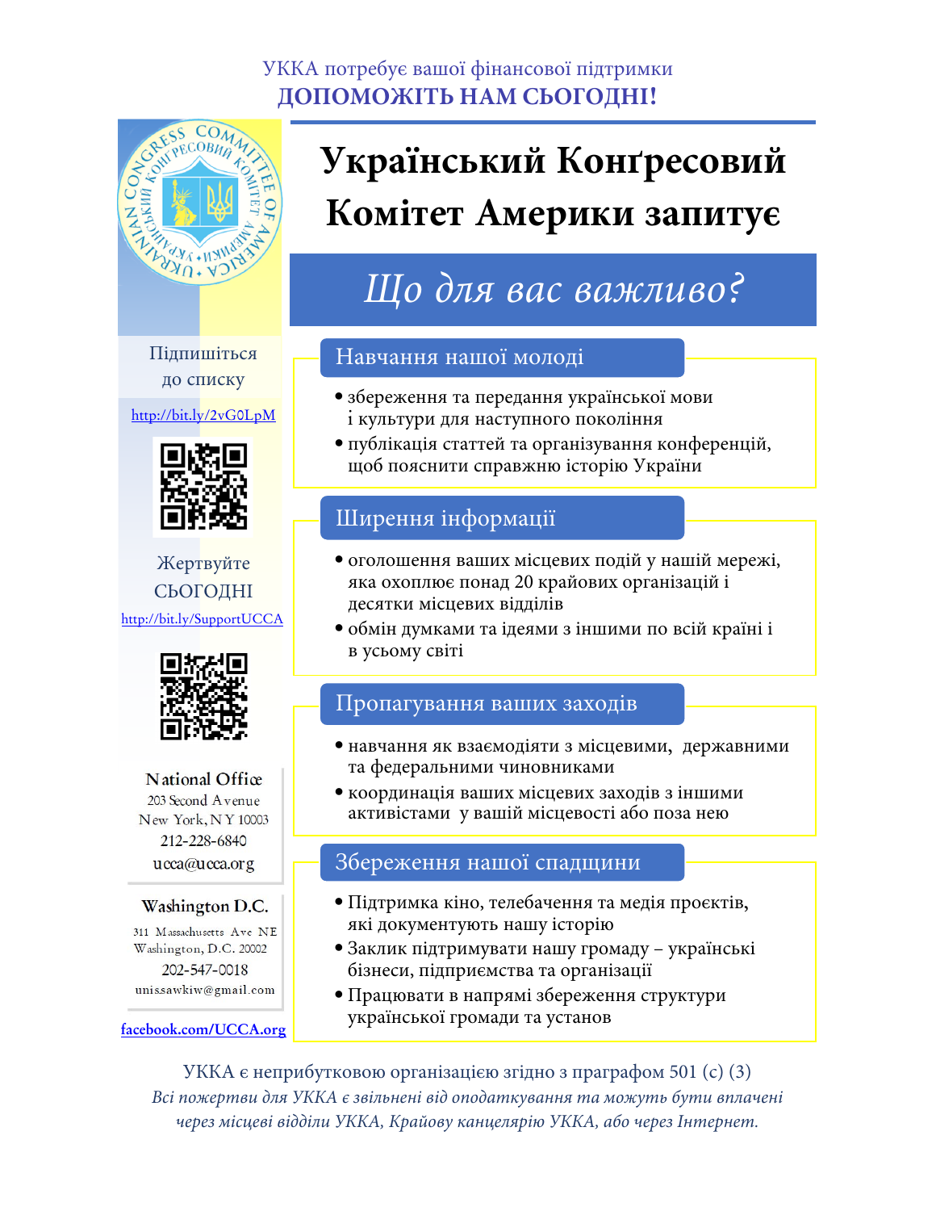УККА потребує вашої фінансової підтримки

**ДОПОМОЖІТЬ НАМ СЬОГОДНІ!**

# Український Конґресовий Комітет Америки запитує

## *Що для вас важливо?*

### Навчання нашої молоді

- збереження та передання української мови і культури для наступного покоління
- публікація статтей та організування конференцій, щоб пояснити справжню історію України

### Ширення інформації

- оголошення ваших місцевих подій у нашій мережі, яка охоплює понад 20 крайових організацій і десятки місцевих відділів
- обмін думками та ідеями з іншими по всій країні і в усьому світі

### Пропагування ваших заходів

- навчання як взаємодіяти з місцевими, державними та федеральними чиновниками
- координація ваших місцевих заходів з іншими активістами у вашій місцевості або поза нею

### Збереження нашої спадщини

- Підтримка кіно, телебачення та медія проєктів, які документують нашу історію
- Заклик підтримувати нашу громаду – українські бізнеси, підприємства та організації
- Працювати в напрямі збереження структури української громади та установ

Підпишіться до списку

http://bit.ly/2vG0LpM

Жертвуйте СЬОГОДНІ

http://bit.ly/SupportUCCA

**National Office**
203 Second Avenue
New York, NY 10003
212-228-6840
ucca@ucca.org

**Washington D.C.**
311 Massachusetts Ave NE
Washington, D.C. 20002
202-547-0018
unissawkiw@gmail.com

facebook.com/UCCA.org

УККА є неприбутковою організацією згідно з праграфом 501 (c) (3)

*Всі пожертви для УККА є звільнені від оподаткування та можуть бути вплачені через місцеві відділи УККА, Крайову канцелярію УККА, або через Інтернет.*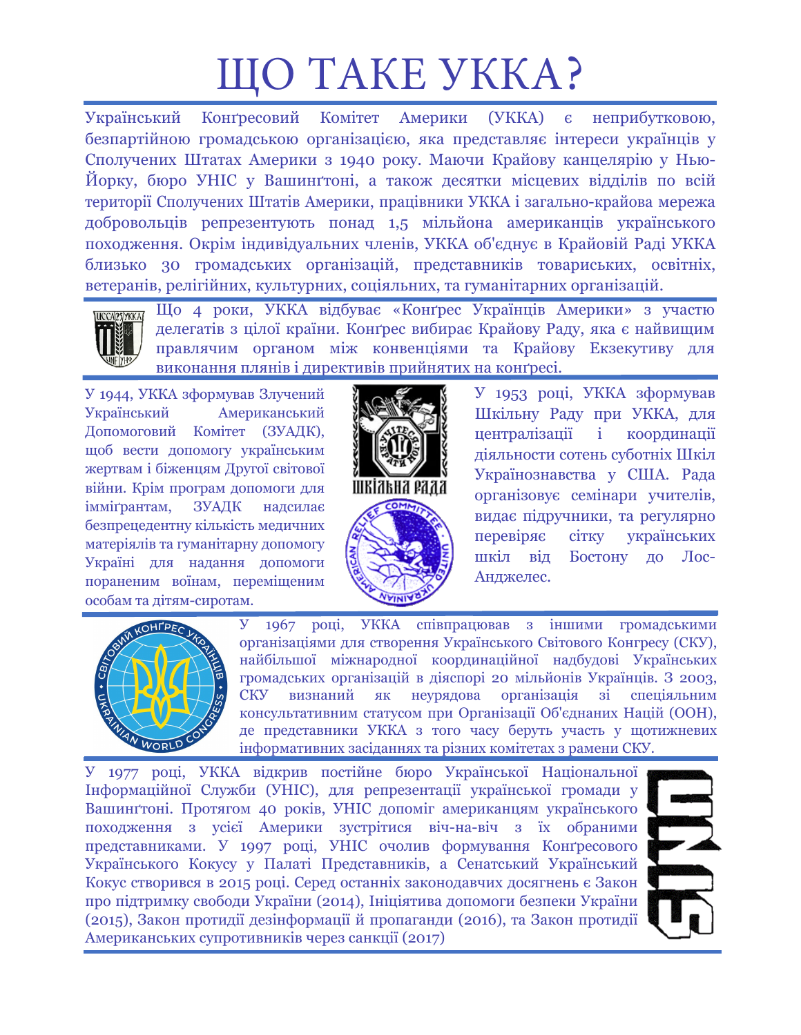# ЩО ТАКЕ УККА?

Український Конґресовий Комітет Америки (УККА) є неприбутковою, безпартійною громадською організацією, яка представляє інтереси українців у Сполучених Штатах Америки з 1940 року. Маючи Крайову канцелярію у Нью-Йорку, бюро УНІС у Вашинґтоні, а також десятки місцевих відділів по всій території Сполучених Штатів Америки, працівники УККА і загально-крайова мережа добровольців репрезентують понад 1,5 мільйона американців українського походження. Окрім індивідуальних членів, УККА об'єднує в Крайовій Раді УККА близько 30 громадських організацій, представників товариських, освітніх, ветеранів, релігійних, культурних, соціяльних, та гуманітарних організацій.

Що 4 роки, УККА відбуває «Конґрес Українців Америки» з участю делегатів з цілої країни. Конґрес вибирає Крайову Раду, яка є найвищим правлячим органом між конвенціями та Крайову Екзекутиву для виконання плянів і директивів прийнятих на конґресі.

У 1944, УККА зформував Злучений Український Американський Допомоговий Комітет (ЗУАДК), щоб вести допомогу українським жертвам і біженцям Другої світової війни. Крім програм допомоги для імміґрантам, ЗУАДК надсилає безпрецедентну кількість медичних матеріялів та гуманітарну допомогу Україні для надання допомоги пораненим воїнам, переміщеним особам та дітям-сиротам.

У 1953 році, УККА зформував Шкільну Раду при УККА, для централізації і координації діяльности сотень суботніх Шкіл Українознавства у США. Рада організовує семінари учителів, видає підручники, та регулярно перевіряє сітку українських шкіл від Бостону до Лос-Анджелес.

У 1967 році, УККА співпрацював з іншими громадськими організаціями для створення Українського Світового Конгресу (СКУ), найбільшої міжнародної координаційної надбудові Українських громадських організацій в діяспорі 20 мільйонів Українців. З 2003, СКУ визнаний як неурядова організація зі спеціяльним консультативним статусом при Організації Об'єднаних Націй (ООН), де представники УККА з того часу беруть участь у щотижневих інформативних засіданнях та різних комітетах з рамени СКУ.

У 1977 році, УККА відкрив постійне бюро Української Національної Інформаційної Служби (УНІС), для репрезентації української громади у Вашинґтоні. Протягом 40 років, УНІС допоміг американцям українського походження з усієї Америки зустрітися віч-на-віч з їх обраними представниками. У 1997 році, УНІС очолив формування Конґресового Українського Кокусу у Палаті Представників, а Сенатський Український Кокус створився в 2015 році. Серед останніх законодавчих досягнень є Закон про підтримку свободи України (2014), Ініціятива допомоги безпеки України (2015), Закон протидії дезінформації й пропаганди (2016), та Закон протидії Американських супротивників через санкції (2017)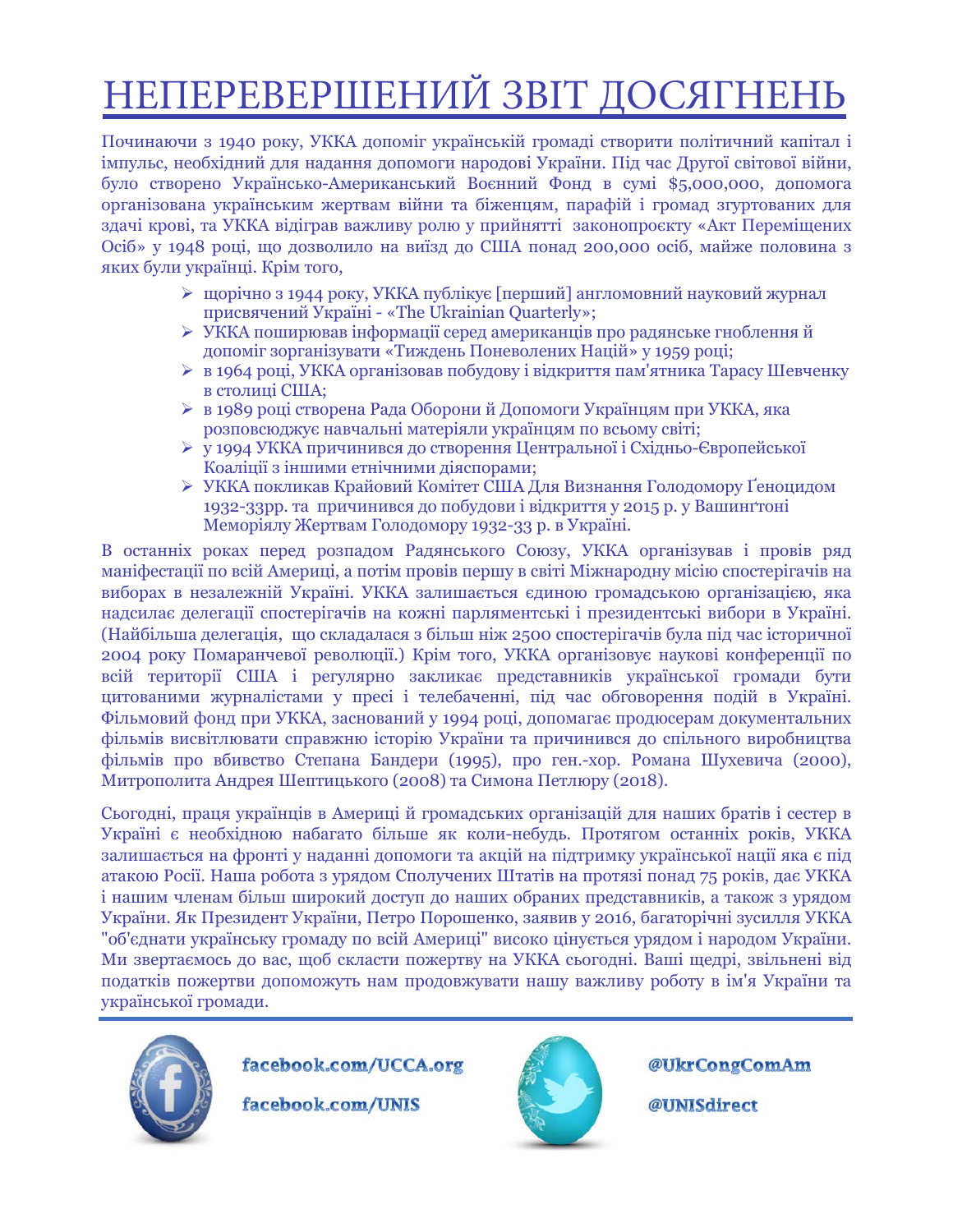# НЕПЕРЕВЕРШЕНИЙ ЗВІТ ДОСЯГНЕНЬ

Починаючи з 1940 року, УККА допоміг українській громаді створити політичний капітал і імпульс, необхідний для надання допомоги народові України. Під час Другої світової війни, було створено Українсько-Американський Воєнний Фонд в сумі $5,000,000, допомога організована українським жертвам війни та біженцям, парафій і громад згуртованих для здачі крові, та УККА відіграв важливу ролю у прийнятті законопроєкту «Акт Переміщених Осіб» у 1948 році, що дозволило на виїзд до США понад 200,000 осіб, майже половина з яких були українці. Крім того,

- щорічно з 1944 року, УККА публікує [перший] англомовний науковий журнал присвячений Україні - «The Ukrainian Quarterly»;
- УККА поширював інформації серед американців про радянське гноблення й допоміг зорганізувати «Тиждень Поневолених Націй» у 1959 році;
- в 1964 році, УККА організовав побудову і відкриття пам'ятника Тарасу Шевченку в столиці США;
- в 1989 році створена Рада Оборони й Допомоги Українцям при УККА, яка розповсюджує навчальні матеріяли українцям по всьому світі;
- у 1994 УККА причинився до створення Центральної і Східньо-Європейської Коаліції з іншими етнічними діяспорами;
- УККА покликав Крайовий Комітет США Для Визнання Голодомору Ґеноцидом 1932-33рр. та причинився до побудови і відкриття у 2015 р. у Вашинґтоні Меморіялу Жертвам Голодомору 1932-33 р. в Україні.

В останніх роках перед розпадом Радянського Союзу, УККА організував і провів ряд маніфестації по всій Америці, а потім провів першу в світі Міжнародну місію спостерігачів на виборах в незалежній Україні. УККА залишається єдиною громадською організацією, яка надсилає делегації спостерігачів на кожні парляментські і президентські вибори в Україні. (Найбільша делегація, що складалася з більш ніж 2500 спостерігачів була під час історичної 2004 року Помаранчевої революції.) Крім того, УККА організовує наукові конференції по всій території США і регулярно закликає представників української громади бути цитованими журналістами у пресі і телебаченні, під час обговорення подій в Україні. Фільмовий фонд при УККА, заснований у 1994 році, допомагає продюсерам документальних фільмів висвітлювати справжню історію України та причинився до спільного виробництва фільмів про вбивство Степана Бандери (1995), про ген.-хор. Романа Шухевича (2000), Митрополита Андрея Шептицького (2008) та Симона Петлюру (2018).

Сьогодні, праця українців в Америці й громадських організацій для наших братів і сестер в Україні є необхідною набагато більше як коли-небудь. Протягом останніх років, УККА залишається на фронті у наданні допомоги та акцій на підтримку української нації яка є під атакою Росії. Наша робота з урядом Сполучених Штатів на протязі понад 75 років, дає УККА і нашим членам більш широкий доступ до наших обраних представників, а також з урядом України. Як Президент України, Петро Порошенко, заявив у 2016, багаторічні зусилля УККА "об'єднати українську громаду по всій Америці" високо цінується урядом і народом України. Ми звертаємось до вас, щоб скласти пожертву на УККА сьогодні. Ваші щедрі, звільнені від податків пожертви допоможуть нам продовжувати нашу важливу роботу в ім'я України та української громади.

facebook.com/UCCA.org

facebook.com/UNIS

@UkrCongComAm

@UNISdirect